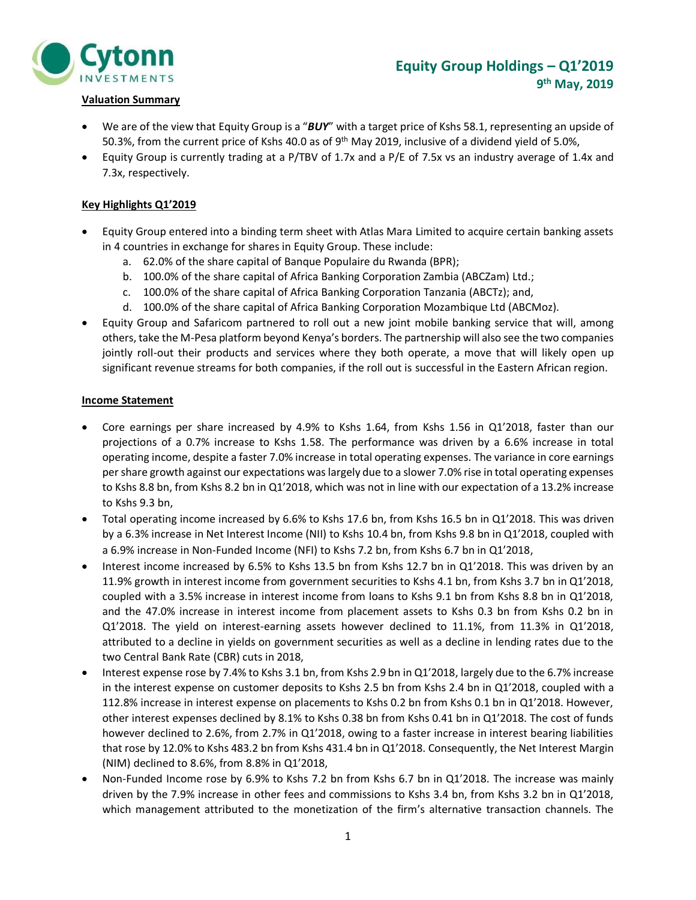# Equity Group Holdings – Q1'2019

**9th May, 2019**

## Valuation Summary

- We are of the view that Equity Group is a "***BUY***" with a target price of Kshs 58.1, representing an upside of 50.3%, from the current price of Kshs 40.0 as of 9th May 2019, inclusive of a dividend yield of 5.0%,
- Equity Group is currently trading at a P/TBV of 1.7x and a P/E of 7.5x vs an industry average of 1.4x and 7.3x, respectively.

## Key Highlights Q1'2019

- Equity Group entered into a binding term sheet with Atlas Mara Limited to acquire certain banking assets in 4 countries in exchange for shares in Equity Group. These include:
    a. 62.0% of the share capital of Banque Populaire du Rwanda (BPR);
    b. 100.0% of the share capital of Africa Banking Corporation Zambia (ABCZam) Ltd.;
    c. 100.0% of the share capital of Africa Banking Corporation Tanzania (ABCTz); and,
    d. 100.0% of the share capital of Africa Banking Corporation Mozambique Ltd (ABCMoz).
- Equity Group and Safaricom partnered to roll out a new joint mobile banking service that will, among others, take the M-Pesa platform beyond Kenya's borders. The partnership will also see the two companies jointly roll-out their products and services where they both operate, a move that will likely open up significant revenue streams for both companies, if the roll out is successful in the Eastern African region.

## Income Statement

- Core earnings per share increased by 4.9% to Kshs 1.64, from Kshs 1.56 in Q1'2018, faster than our projections of a 0.7% increase to Kshs 1.58. The performance was driven by a 6.6% increase in total operating income, despite a faster 7.0% increase in total operating expenses. The variance in core earnings per share growth against our expectations was largely due to a slower 7.0% rise in total operating expenses to Kshs 8.8 bn, from Kshs 8.2 bn in Q1'2018, which was not in line with our expectation of a 13.2% increase to Kshs 9.3 bn,
- Total operating income increased by 6.6% to Kshs 17.6 bn, from Kshs 16.5 bn in Q1'2018. This was driven by a 6.3% increase in Net Interest Income (NII) to Kshs 10.4 bn, from Kshs 9.8 bn in Q1'2018, coupled with a 6.9% increase in Non-Funded Income (NFI) to Kshs 7.2 bn, from Kshs 6.7 bn in Q1'2018,
- Interest income increased by 6.5% to Kshs 13.5 bn from Kshs 12.7 bn in Q1'2018. This was driven by an 11.9% growth in interest income from government securities to Kshs 4.1 bn, from Kshs 3.7 bn in Q1'2018, coupled with a 3.5% increase in interest income from loans to Kshs 9.1 bn from Kshs 8.8 bn in Q1'2018, and the 47.0% increase in interest income from placement assets to Kshs 0.3 bn from Kshs 0.2 bn in Q1'2018. The yield on interest-earning assets however declined to 11.1%, from 11.3% in Q1'2018, attributed to a decline in yields on government securities as well as a decline in lending rates due to the two Central Bank Rate (CBR) cuts in 2018,
- Interest expense rose by 7.4% to Kshs 3.1 bn, from Kshs 2.9 bn in Q1'2018, largely due to the 6.7% increase in the interest expense on customer deposits to Kshs 2.5 bn from Kshs 2.4 bn in Q1'2018, coupled with a 112.8% increase in interest expense on placements to Kshs 0.2 bn from Kshs 0.1 bn in Q1'2018. However, other interest expenses declined by 8.1% to Kshs 0.38 bn from Kshs 0.41 bn in Q1'2018. The cost of funds however declined to 2.6%, from 2.7% in Q1'2018, owing to a faster increase in interest bearing liabilities that rose by 12.0% to Kshs 483.2 bn from Kshs 431.4 bn in Q1'2018. Consequently, the Net Interest Margin (NIM) declined to 8.6%, from 8.8% in Q1'2018,
- Non-Funded Income rose by 6.9% to Kshs 7.2 bn from Kshs 6.7 bn in Q1'2018. The increase was mainly driven by the 7.9% increase in other fees and commissions to Kshs 3.4 bn, from Kshs 3.2 bn in Q1'2018, which management attributed to the monetization of the firm's alternative transaction channels. The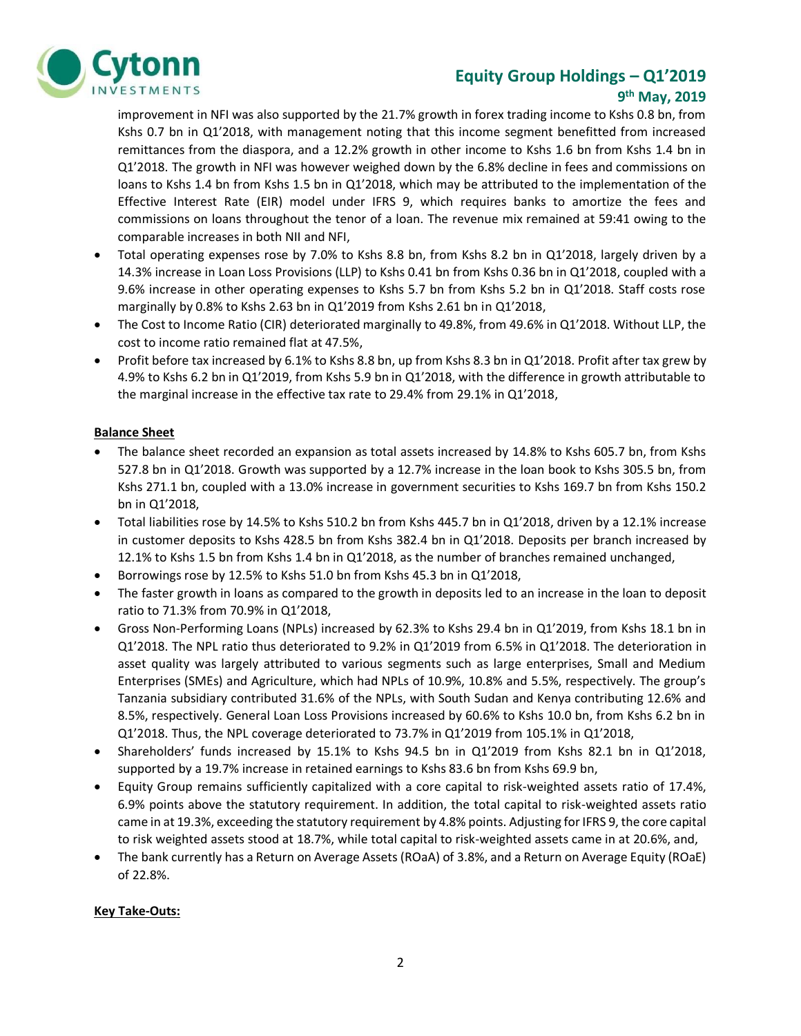improvement in NFI was also supported by the 21.7% growth in forex trading income to Kshs 0.8 bn, from Kshs 0.7 bn in Q1'2018, with management noting that this income segment benefitted from increased remittances from the diaspora, and a 12.2% growth in other income to Kshs 1.6 bn from Kshs 1.4 bn in Q1'2018. The growth in NFI was however weighed down by the 6.8% decline in fees and commissions on loans to Kshs 1.4 bn from Kshs 1.5 bn in Q1'2018, which may be attributed to the implementation of the Effective Interest Rate (EIR) model under IFRS 9, which requires banks to amortize the fees and commissions on loans throughout the tenor of a loan. The revenue mix remained at 59:41 owing to the comparable increases in both NII and NFI,

- Total operating expenses rose by 7.0% to Kshs 8.8 bn, from Kshs 8.2 bn in Q1'2018, largely driven by a 14.3% increase in Loan Loss Provisions (LLP) to Kshs 0.41 bn from Kshs 0.36 bn in Q1'2018, coupled with a 9.6% increase in other operating expenses to Kshs 5.7 bn from Kshs 5.2 bn in Q1'2018. Staff costs rose marginally by 0.8% to Kshs 2.63 bn in Q1'2019 from Kshs 2.61 bn in Q1'2018,
- The Cost to Income Ratio (CIR) deteriorated marginally to 49.8%, from 49.6% in Q1'2018. Without LLP, the cost to income ratio remained flat at 47.5%,
- Profit before tax increased by 6.1% to Kshs 8.8 bn, up from Kshs 8.3 bn in Q1'2018. Profit after tax grew by 4.9% to Kshs 6.2 bn in Q1'2019, from Kshs 5.9 bn in Q1'2018, with the difference in growth attributable to the marginal increase in the effective tax rate to 29.4% from 29.1% in Q1'2018,

**Balance Sheet**

- The balance sheet recorded an expansion as total assets increased by 14.8% to Kshs 605.7 bn, from Kshs 527.8 bn in Q1'2018. Growth was supported by a 12.7% increase in the loan book to Kshs 305.5 bn, from Kshs 271.1 bn, coupled with a 13.0% increase in government securities to Kshs 169.7 bn from Kshs 150.2 bn in Q1'2018,
- Total liabilities rose by 14.5% to Kshs 510.2 bn from Kshs 445.7 bn in Q1'2018, driven by a 12.1% increase in customer deposits to Kshs 428.5 bn from Kshs 382.4 bn in Q1'2018. Deposits per branch increased by 12.1% to Kshs 1.5 bn from Kshs 1.4 bn in Q1'2018, as the number of branches remained unchanged,
- Borrowings rose by 12.5% to Kshs 51.0 bn from Kshs 45.3 bn in Q1'2018,
- The faster growth in loans as compared to the growth in deposits led to an increase in the loan to deposit ratio to 71.3% from 70.9% in Q1'2018,
- Gross Non-Performing Loans (NPLs) increased by 62.3% to Kshs 29.4 bn in Q1'2019, from Kshs 18.1 bn in Q1'2018. The NPL ratio thus deteriorated to 9.2% in Q1'2019 from 6.5% in Q1'2018. The deterioration in asset quality was largely attributed to various segments such as large enterprises, Small and Medium Enterprises (SMEs) and Agriculture, which had NPLs of 10.9%, 10.8% and 5.5%, respectively. The group's Tanzania subsidiary contributed 31.6% of the NPLs, with South Sudan and Kenya contributing 12.6% and 8.5%, respectively. General Loan Loss Provisions increased by 60.6% to Kshs 10.0 bn, from Kshs 6.2 bn in Q1'2018. Thus, the NPL coverage deteriorated to 73.7% in Q1'2019 from 105.1% in Q1'2018,
- Shareholders' funds increased by 15.1% to Kshs 94.5 bn in Q1'2019 from Kshs 82.1 bn in Q1'2018, supported by a 19.7% increase in retained earnings to Kshs 83.6 bn from Kshs 69.9 bn,
- Equity Group remains sufficiently capitalized with a core capital to risk-weighted assets ratio of 17.4%, 6.9% points above the statutory requirement. In addition, the total capital to risk-weighted assets ratio came in at 19.3%, exceeding the statutory requirement by 4.8% points. Adjusting for IFRS 9, the core capital to risk weighted assets stood at 18.7%, while total capital to risk-weighted assets came in at 20.6%, and,
- The bank currently has a Return on Average Assets (ROaA) of 3.8%, and a Return on Average Equity (ROaE) of 22.8%.

**Key Take-Outs:**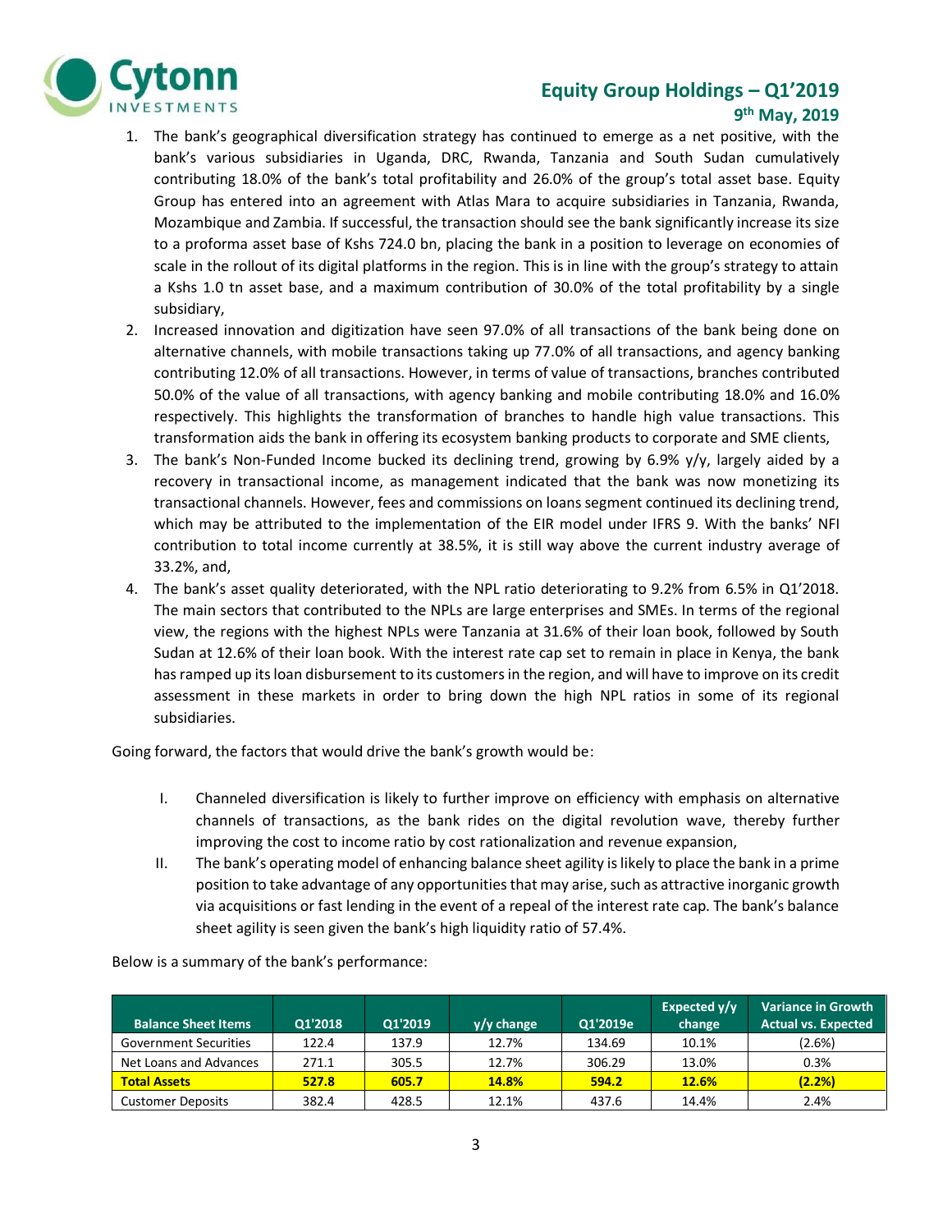1. The bank's geographical diversification strategy has continued to emerge as a net positive, with the bank's various subsidiaries in Uganda, DRC, Rwanda, Tanzania and South Sudan cumulatively contributing 18.0% of the bank's total profitability and 26.0% of the group's total asset base. Equity Group has entered into an agreement with Atlas Mara to acquire subsidiaries in Tanzania, Rwanda, Mozambique and Zambia. If successful, the transaction should see the bank significantly increase its size to a proforma asset base of Kshs 724.0 bn, placing the bank in a position to leverage on economies of scale in the rollout of its digital platforms in the region. This is in line with the group's strategy to attain a Kshs 1.0 tn asset base, and a maximum contribution of 30.0% of the total profitability by a single subsidiary,
2. Increased innovation and digitization have seen 97.0% of all transactions of the bank being done on alternative channels, with mobile transactions taking up 77.0% of all transactions, and agency banking contributing 12.0% of all transactions. However, in terms of value of transactions, branches contributed 50.0% of the value of all transactions, with agency banking and mobile contributing 18.0% and 16.0% respectively. This highlights the transformation of branches to handle high value transactions. This transformation aids the bank in offering its ecosystem banking products to corporate and SME clients,
3. The bank's Non-Funded Income bucked its declining trend, growing by 6.9% y/y, largely aided by a recovery in transactional income, as management indicated that the bank was now monetizing its transactional channels. However, fees and commissions on loans segment continued its declining trend, which may be attributed to the implementation of the EIR model under IFRS 9. With the banks' NFI contribution to total income currently at 38.5%, it is still way above the current industry average of 33.2%, and,
4. The bank's asset quality deteriorated, with the NPL ratio deteriorating to 9.2% from 6.5% in Q1'2018. The main sectors that contributed to the NPLs are large enterprises and SMEs. In terms of the regional view, the regions with the highest NPLs were Tanzania at 31.6% of their loan book, followed by South Sudan at 12.6% of their loan book. With the interest rate cap set to remain in place in Kenya, the bank has ramped up its loan disbursement to its customers in the region, and will have to improve on its credit assessment in these markets in order to bring down the high NPL ratios in some of its regional subsidiaries.

Going forward, the factors that would drive the bank's growth would be:

I. Channeled diversification is likely to further improve on efficiency with emphasis on alternative channels of transactions, as the bank rides on the digital revolution wave, thereby further improving the cost to income ratio by cost rationalization and revenue expansion,
II. The bank's operating model of enhancing balance sheet agility is likely to place the bank in a prime position to take advantage of any opportunities that may arise, such as attractive inorganic growth via acquisitions or fast lending in the event of a repeal of the interest rate cap. The bank's balance sheet agility is seen given the bank's high liquidity ratio of 57.4%.

Below is a summary of the bank's performance:

| Balance Sheet Items | Q1'2018 | Q1'2019 | y/y change | Q1'2019e | Expected y/y change | Variance in Growth Actual vs. Expected |
|---|---|---|---|---|---|---|
| Government Securities | 122.4 | 137.9 | 12.7% | 134.69 | 10.1% | (2.6%) |
| Net Loans and Advances | 271.1 | 305.5 | 12.7% | 306.29 | 13.0% | 0.3% |
| **Total Assets** | **527.8** | **605.7** | **14.8%** | **594.2** | **12.6%** | **(2.2%)** |
| Customer Deposits | 382.4 | 428.5 | 12.1% | 437.6 | 14.4% | 2.4% |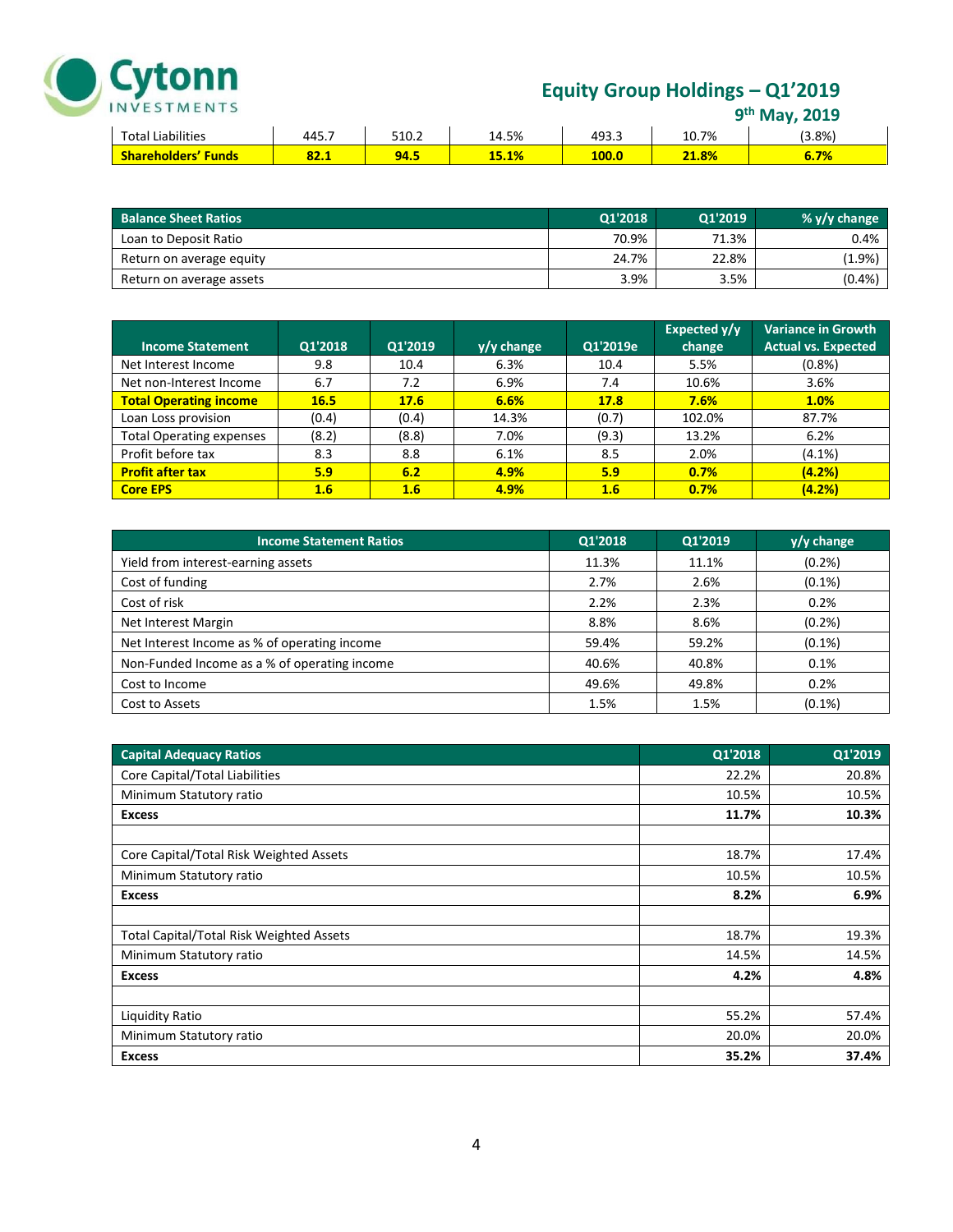| Total Liabilities | 445.7 | 510.2 | 14.5% | 493.3 | 10.7% | (3.8%) |
|---|---|---|---|---|---|---|
| **Shareholders' Funds** | **82.1** | **94.5** | **15.1%** | **100.0** | **21.8%** | **6.7%** |

| Balance Sheet Ratios | Q1'2018 | Q1'2019 | % y/y change |
|---|---|---|---|
| Loan to Deposit Ratio | 70.9% | 71.3% | 0.4% |
| Return on average equity | 24.7% | 22.8% | (1.9%) |
| Return on average assets | 3.9% | 3.5% | (0.4%) |

| Income Statement | Q1'2018 | Q1'2019 | y/y change | Q1'2019e | Expected y/y change | Variance in Growth Actual vs. Expected |
|---|---|---|---|---|---|---|
| Net Interest Income | 9.8 | 10.4 | 6.3% | 10.4 | 5.5% | (0.8%) |
| Net non-Interest Income | 6.7 | 7.2 | 6.9% | 7.4 | 10.6% | 3.6% |
| **Total Operating income** | **16.5** | **17.6** | **6.6%** | **17.8** | **7.6%** | **1.0%** |
| Loan Loss provision | (0.4) | (0.4) | 14.3% | (0.7) | 102.0% | 87.7% |
| Total Operating expenses | (8.2) | (8.8) | 7.0% | (9.3) | 13.2% | 6.2% |
| Profit before tax | 8.3 | 8.8 | 6.1% | 8.5 | 2.0% | (4.1%) |
| **Profit after tax** | **5.9** | **6.2** | **4.9%** | **5.9** | **0.7%** | **(4.2%)** |
| **Core EPS** | **1.6** | **1.6** | **4.9%** | **1.6** | **0.7%** | **(4.2%)** |

| Income Statement Ratios | Q1'2018 | Q1'2019 | y/y change |
|---|---|---|---|
| Yield from interest-earning assets | 11.3% | 11.1% | (0.2%) |
| Cost of funding | 2.7% | 2.6% | (0.1%) |
| Cost of risk | 2.2% | 2.3% | 0.2% |
| Net Interest Margin | 8.8% | 8.6% | (0.2%) |
| Net Interest Income as % of operating income | 59.4% | 59.2% | (0.1%) |
| Non-Funded Income as a % of operating income | 40.6% | 40.8% | 0.1% |
| Cost to Income | 49.6% | 49.8% | 0.2% |
| Cost to Assets | 1.5% | 1.5% | (0.1%) |

| Capital Adequacy Ratios | Q1'2018 | Q1'2019 |
|---|---|---|
| Core Capital/Total Liabilities | 22.2% | 20.8% |
| Minimum Statutory ratio | 10.5% | 10.5% |
| **Excess** | **11.7%** | **10.3%** |
| | | |
| Core Capital/Total Risk Weighted Assets | 18.7% | 17.4% |
| Minimum Statutory ratio | 10.5% | 10.5% |
| **Excess** | **8.2%** | **6.9%** |
| | | |
| Total Capital/Total Risk Weighted Assets | 18.7% | 19.3% |
| Minimum Statutory ratio | 14.5% | 14.5% |
| **Excess** | **4.2%** | **4.8%** |
| | | |
| Liquidity Ratio | 55.2% | 57.4% |
| Minimum Statutory ratio | 20.0% | 20.0% |
| **Excess** | **35.2%** | **37.4%** |